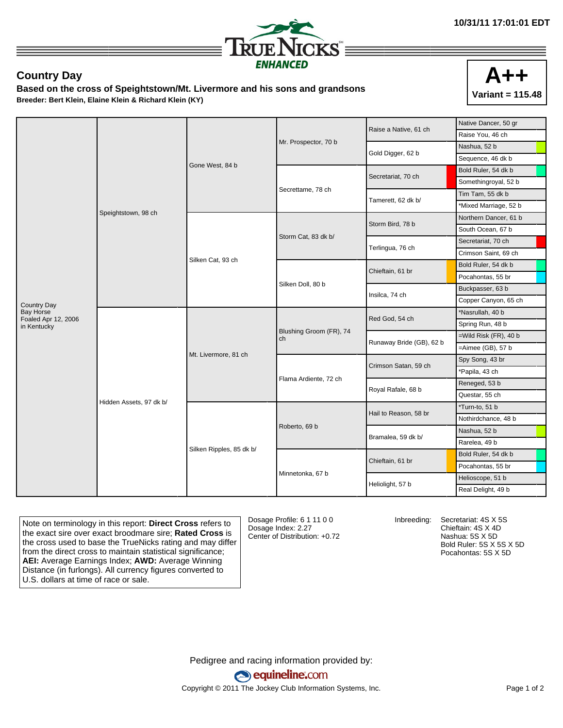10/31/11 17:01:01 EDT

TRUENICKS ENHANCED

## Country Day

**Based on the cross of Speightstown/Mt. Livermore and his sons and grandsons**

**Breeder: Bert Klein, Elaine Klein & Richard Klein (KY)**

**A++**
**Variant = 115.48**

| | | | | | |
|---|---|---|---|---|---|
| Country Day<br>Bay Horse<br>Foaled Apr 12, 2006<br>in Kentucky | Speightstown, 98 ch | Gone West, 84 b | Mr. Prospector, 70 b | Raise a Native, 61 ch | Native Dancer, 50 gr |
| | | | | | Raise You, 46 ch |
| | | | | Gold Digger, 62 b | Nashua, 52 b |
| | | | | | Sequence, 46 dk b |
| | | | Secrettame, 78 ch | Secretariat, 70 ch | Bold Ruler, 54 dk b |
| | | | | | Somethingroyal, 52 b |
| | | | | Tamerett, 62 dk b/ | Tim Tam, 55 dk b |
| | | | | | *Mixed Marriage, 52 b |
| | | Silken Cat, 93 ch | Storm Cat, 83 dk b/ | Storm Bird, 78 b | Northern Dancer, 61 b |
| | | | | | South Ocean, 67 b |
| | | | | Terlingua, 76 ch | Secretariat, 70 ch |
| | | | | | Crimson Saint, 69 ch |
| | | | Silken Doll, 80 b | Chieftain, 61 br | Bold Ruler, 54 dk b |
| | | | | | Pocahontas, 55 br |
| | | | | Insilca, 74 ch | Buckpasser, 63 b |
| | | | | | Copper Canyon, 65 ch |
| | Hidden Assets, 97 dk b/ | Mt. Livermore, 81 ch | Blushing Groom (FR), 74 ch | Red God, 54 ch | *Nasrullah, 40 b |
| | | | | | Spring Run, 48 b |
| | | | | Runaway Bride (GB), 62 b | =Wild Risk (FR), 40 b |
| | | | | | =Aimee (GB), 57 b |
| | | | Flama Ardiente, 72 ch | Crimson Satan, 59 ch | Spy Song, 43 br |
| | | | | | *Papila, 43 ch |
| | | | | Royal Rafale, 68 b | Reneged, 53 b |
| | | | | | Questar, 55 ch |
| | | Silken Ripples, 85 dk b/ | Roberto, 69 b | Hail to Reason, 58 br | *Turn-to, 51 b |
| | | | | | Nothirdchance, 48 b |
| | | | | Bramalea, 59 dk b/ | Nashua, 52 b |
| | | | | | Rarelea, 49 b |
| | | | Minnetonka, 67 b | Chieftain, 61 br | Bold Ruler, 54 dk b |
| | | | | | Pocahontas, 55 br |
| | | | | Heliolight, 57 b | Helioscope, 51 b |
| | | | | | Real Delight, 49 b |

Note on terminology in this report: **Direct Cross** refers to the exact sire over exact broodmare sire; **Rated Cross** is the cross used to base the TrueNicks rating and may differ from the direct cross to maintain statistical significance; **AEI:** Average Earnings Index; **AWD:** Average Winning Distance (in furlongs). All currency figures converted to U.S. dollars at time of race or sale.

Dosage Profile: 6 1 11 0 0
Dosage Index: 2.27
Center of Distribution: +0.72

Inbreeding:
Secretariat: 4S X 5S
Chieftain: 4S X 4D
Nashua: 5S X 5D
Bold Ruler: 5S X 5S X 5D
Pocahontas: 5S X 5D

Pedigree and racing information provided by:
equineline.com
Copyright © 2011 The Jockey Club Information Systems, Inc.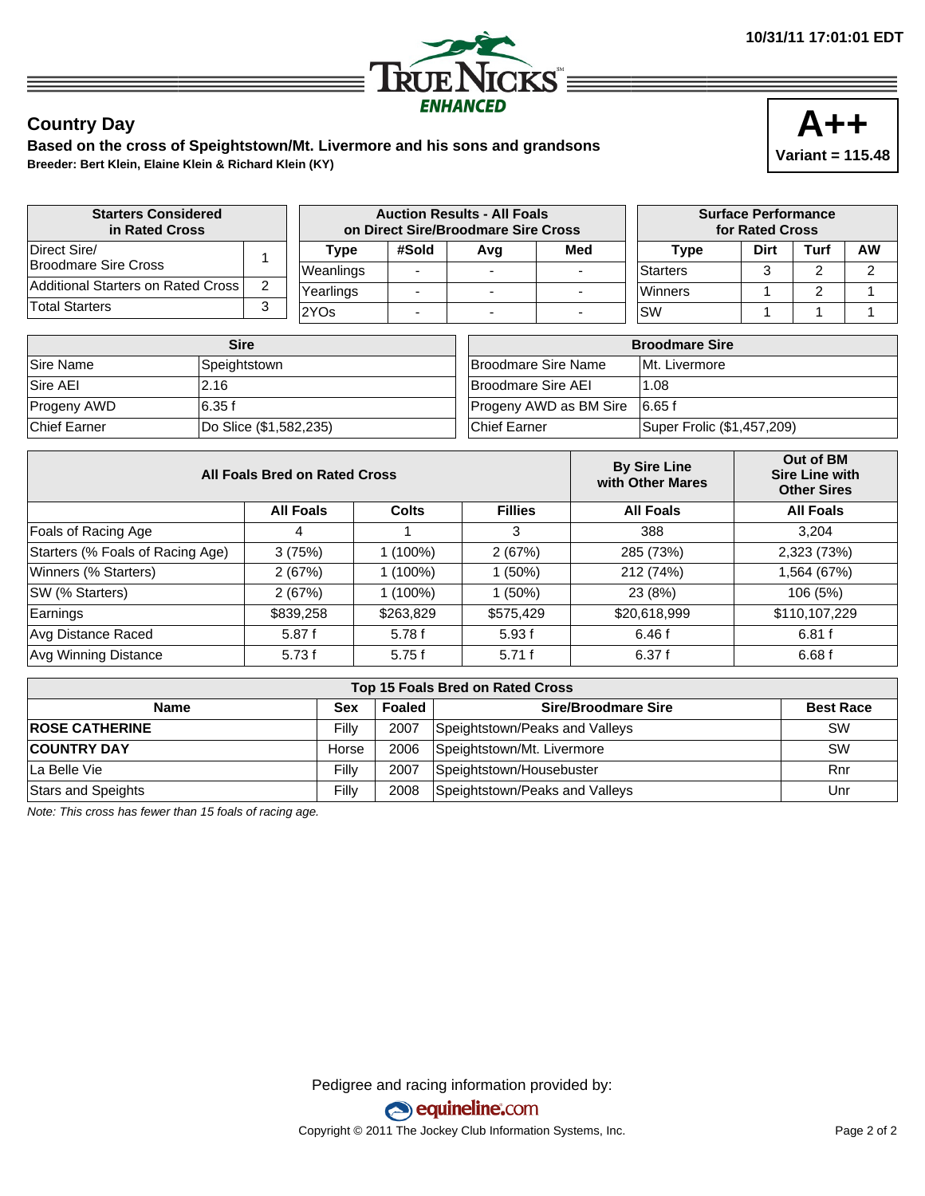10/31/11 17:01:01 EDT

TRUE NICKS ENHANCED

## Country Day

**Based on the cross of Speightstown/Mt. Livermore and his sons and grandsons**

**Breeder: Bert Klein, Elaine Klein & Richard Klein (KY)**

**A++**
**Variant = 115.48**

| Starters Considered in Rated Cross | |
|---|---|
| Direct Sire/ Broodmare Sire Cross | 1 |
| Additional Starters on Rated Cross | 2 |
| Total Starters | 3 |

| Auction Results - All Foals on Direct Sire/Broodmare Sire Cross | | | |
|---|---|---|---|
| Type | #Sold | Avg | Med |
| Weanlings | - | - | - |
| Yearlings | - | - | - |
| 2YOs | - | - | - |

| Surface Performance for Rated Cross | | | |
|---|---|---|---|
| Type | Dirt | Turf | AW |
| Starters | 3 | 2 | 2 |
| Winners | 1 | 2 | 1 |
| SW | 1 | 1 | 1 |

| Sire | |
|---|---|
| Sire Name | Speightstown |
| Sire AEI | 2.16 |
| Progeny AWD | 6.35 f |
| Chief Earner | Do Slice ($1,582,235) |

| Broodmare Sire | |
|---|---|
| Broodmare Sire Name | Mt. Livermore |
| Broodmare Sire AEI | 1.08 |
| Progeny AWD as BM Sire | 6.65 f |
| Chief Earner | Super Frolic ($1,457,209) |

| All Foals Bred on Rated Cross | | | | By Sire Line with Other Mares | Out of BM Sire Line with Other Sires |
|---|---|---|---|---|---|
| | All Foals | Colts | Fillies | All Foals | All Foals |
| Foals of Racing Age | 4 | 1 | 3 | 388 | 3,204 |
| Starters (% Foals of Racing Age) | 3 (75%) | 1 (100%) | 2 (67%) | 285 (73%) | 2,323 (73%) |
| Winners (% Starters) | 2 (67%) | 1 (100%) | 1 (50%) | 212 (74%) | 1,564 (67%) |
| SW (% Starters) | 2 (67%) | 1 (100%) | 1 (50%) | 23 (8%) | 106 (5%) |
| Earnings | $839,258 | $263,829 | $575,429 | $20,618,999 | $110,107,229 |
| Avg Distance Raced | 5.87 f | 5.78 f | 5.93 f | 6.46 f | 6.81 f |
| Avg Winning Distance | 5.73 f | 5.75 f | 5.71 f | 6.37 f | 6.68 f |

| Top 15 Foals Bred on Rated Cross | | | | |
|---|---|---|---|---|
| Name | Sex | Foaled | Sire/Broodmare Sire | Best Race |
| **ROSE CATHERINE** | Filly | 2007 | Speightstown/Peaks and Valleys | SW |
| **COUNTRY DAY** | Horse | 2006 | Speightstown/Mt. Livermore | SW |
| La Belle Vie | Filly | 2007 | Speightstown/Housebuster | Rnr |
| Stars and Speights | Filly | 2008 | Speightstown/Peaks and Valleys | Unr |

*Note: This cross has fewer than 15 foals of racing age.*

Pedigree and racing information provided by:
equineline.com
Copyright © 2011 The Jockey Club Information Systems, Inc.